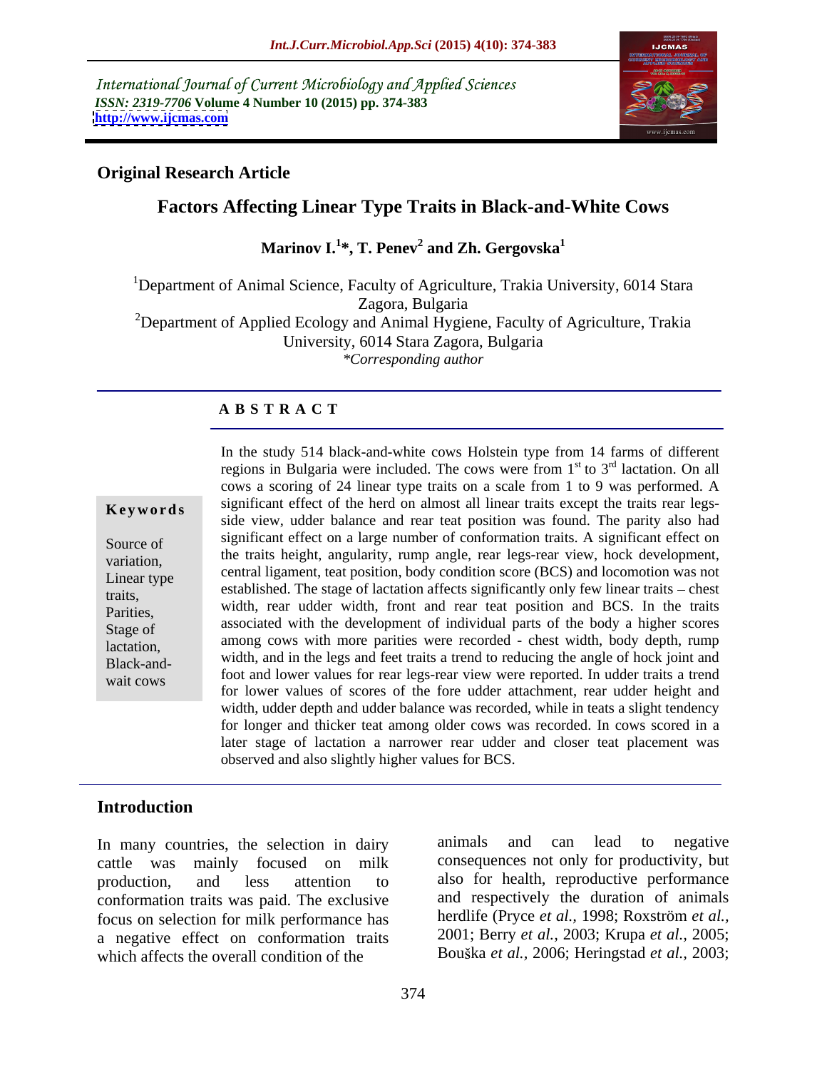International Journal of Current Microbiology and Applied Sciences
*ISSN: 2319-7706* **Volume 4 Number 10 (2015) pp. 374-383**
**http://www.ijcmas.com**

**Original Research Article**

# Factors Affecting Linear Type Traits in Black-and-White Cows

**Marinov I.[1]*, T. Penev[2] and Zh. Gergovska[1]**

[1]Department of Animal Science, Faculty of Agriculture, Trakia University, 6014 Stara Zagora, Bulgaria
[2]Department of Applied Ecology and Animal Hygiene, Faculty of Agriculture, Trakia University, 6014 Stara Zagora, Bulgaria
*\*Corresponding author*

## ABSTRACT

**Keywords**

Source of variation, Linear type traits, Parities, Stage of lactation, Black-and-wait cows

In the study 514 black-and-white cows Holstein type from 14 farms of different regions in Bulgaria were included. The cows were from 1st to 3rd lactation. On all cows a scoring of 24 linear type traits on a scale from 1 to 9 was performed. A significant effect of the herd on almost all linear traits except the traits rear legs-side view, udder balance and rear teat position was found. The parity also had significant effect on a large number of conformation traits. A significant effect on the traits height, angularity, rump angle, rear legs-rear view, hock development, central ligament, teat position, body condition score (BCS) and locomotion was not established. The stage of lactation affects significantly only few linear traits – chest width, rear udder width, front and rear teat position and BCS. In the traits associated with the development of individual parts of the body a higher scores among cows with more parities were recorded - chest width, body depth, rump width, and in the legs and feet traits a trend to reducing the angle of hock joint and foot and lower values for rear legs-rear view were reported. In udder traits a trend for lower values of scores of the fore udder attachment, rear udder height and width, udder depth and udder balance was recorded, while in teats a slight tendency for longer and thicker teat among older cows was recorded. In cows scored in a later stage of lactation a narrower rear udder and closer teat placement was observed and also slightly higher values for BCS.

## Introduction

In many countries, the selection in dairy cattle was mainly focused on milk production, and less attention to conformation traits was paid. The exclusive focus on selection for milk performance has a negative effect on conformation traits which affects the overall condition of the animals and can lead to negative consequences not only for productivity, but also for health, reproductive performance and respectively the duration of animals herdlife (Pryce *et al.,* 1998; Roxström *et al.,* 2001; Berry *et al.,* 2003; Krupa *et al.,* 2005; Bouška *et al.,* 2006; Heringstad *et al.,* 2003;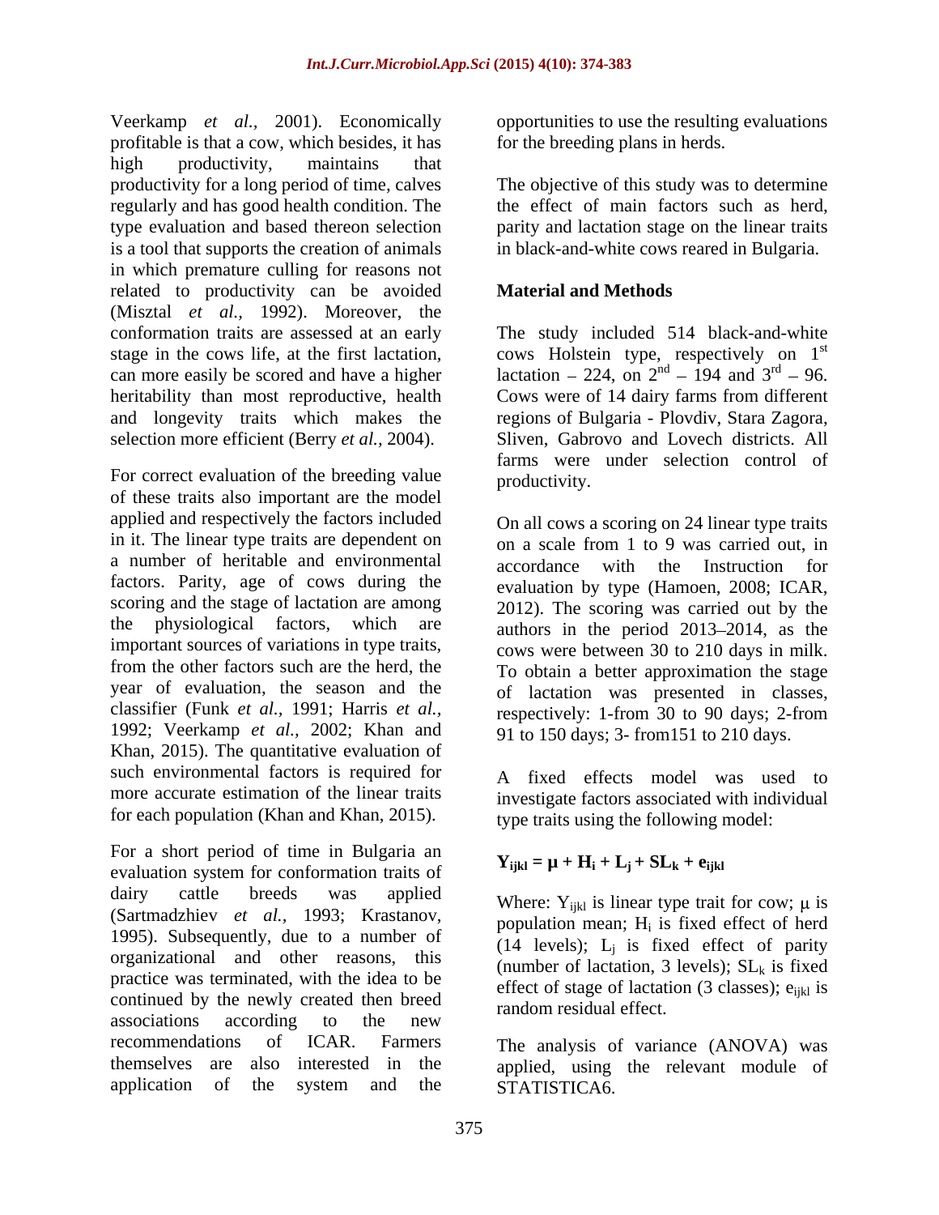Veerkamp *et al.,* 2001). Economically profitable is that a cow, which besides, it has high productivity, maintains that productivity for a long period of time, calves regularly and has good health condition. The type evaluation and based thereon selection is a tool that supports the creation of animals in which premature culling for reasons not related to productivity can be avoided (Misztal *et al.,* 1992). Moreover, the conformation traits are assessed at an early stage in the cows life, at the first lactation, can more easily be scored and have a higher heritability than most reproductive, health and longevity traits which makes the selection more efficient (Berry *et al.,* 2004).

For correct evaluation of the breeding value of these traits also important are the model applied and respectively the factors included in it. The linear type traits are dependent on a number of heritable and environmental factors. Parity, age of cows during the scoring and the stage of lactation are among the physiological factors, which are important sources of variations in type traits, from the other factors such are the herd, the year of evaluation, the season and the classifier (Funk *et al.,* 1991; Harris *et al.,* 1992; Veerkamp *et al.,* 2002; Khan and Khan, 2015). The quantitative evaluation of such environmental factors is required for more accurate estimation of the linear traits for each population (Khan and Khan, 2015).

For a short period of time in Bulgaria an evaluation system for conformation traits of dairy cattle breeds was applied (Sartmadzhiev *et al.,* 1993; Krastanov, 1995). Subsequently, due to a number of organizational and other reasons, this practice was terminated, with the idea to be continued by the newly created then breed associations according to the new recommendations of ICAR. Farmers themselves are also interested in the application of the system and the opportunities to use the resulting evaluations for the breeding plans in herds.

The objective of this study was to determine the effect of main factors such as herd, parity and lactation stage on the linear traits in black-and-white cows reared in Bulgaria.

## Material and Methods

The study included 514 black-and-white cows Holstein type, respectively on 1st lactation – 224, on 2nd – 194 and 3rd – 96. Cows were of 14 dairy farms from different regions of Bulgaria - Plovdiv, Stara Zagora, Sliven, Gabrovo and Lovech districts. All farms were under selection control of productivity.

On all cows a scoring on 24 linear type traits on a scale from 1 to 9 was carried out, in accordance with the Instruction for evaluation by type (Hamoen, 2008; ICAR, 2012). The scoring was carried out by the authors in the period 2013–2014, as the cows were between 30 to 210 days in milk. To obtain a better approximation the stage of lactation was presented in classes, respectively: 1-from 30 to 90 days; 2-from 91 to 150 days; 3- from151 to 210 days.

A fixed effects model was used to investigate factors associated with individual type traits using the following model:

$$\mathbf{Y_{ijkl} = \mu + H_i + L_j + SL_k + e_{ijkl}}$$

Where: $Y_{ijkl}$ is linear type trait for cow; $\mu$ is population mean; $H_i$ is fixed effect of herd (14 levels); $L_j$ is fixed effect of parity (number of lactation, 3 levels); $SL_k$ is fixed effect of stage of lactation (3 classes); $e_{ijkl}$ is random residual effect.

The analysis of variance (ANOVA) was applied, using the relevant module of STATISTICA6.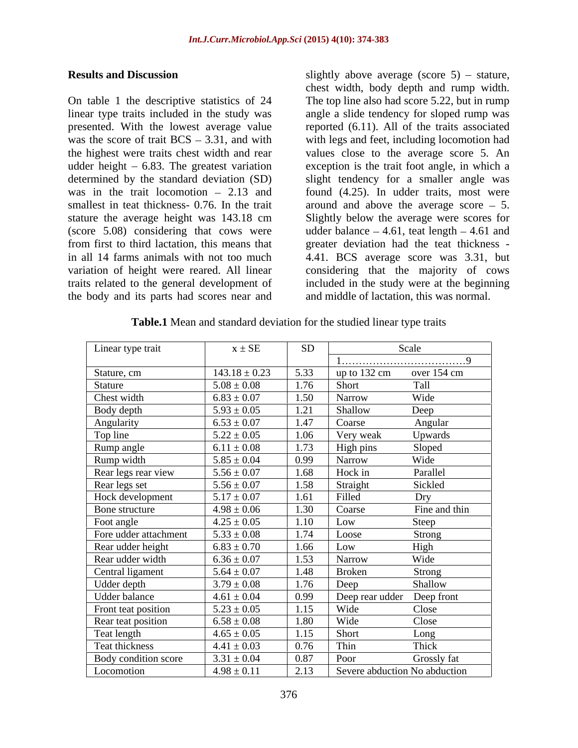## Results and Discussion

On table 1 the descriptive statistics of 24 linear type traits included in the study was presented. With the lowest average value was the score of trait BCS – 3.31, and with the highest were traits chest width and rear udder height – 6.83. The greatest variation determined by the standard deviation (SD) was in the trait locomotion – 2.13 and smallest in teat thickness- 0.76. In the trait stature the average height was 143.18 cm (score 5.08) considering that cows were from first to third lactation, this means that in all 14 farms animals with not too much variation of height were reared. All linear traits related to the general development of the body and its parts had scores near and slightly above average (score 5) – stature, chest width, body depth and rump width. The top line also had score 5.22, but in rump angle a slide tendency for sloped rump was reported (6.11). All of the traits associated with legs and feet, including locomotion had values close to the average score 5. An exception is the trait foot angle, in which a slight tendency for a smaller angle was found (4.25). In udder traits, most were around and above the average score – 5. Slightly below the average were scores for udder balance – 4.61, teat length – 4.61 and greater deviation had the teat thickness - 4.41. BCS average score was 3.31, but considering that the majority of cows included in the study were at the beginning and middle of lactation, this was normal.

**Table.1** Mean and standard deviation for the studied linear type traits

| Linear type trait | x ± SE | SD | Scale | |
|---|---|---|---|---|
| | | | 1………………………………9 | |
| Stature, cm | 143.18 ± 0.23 | 5.33 | up to 132 cm | over 154 cm |
| Stature | 5.08 ± 0.08 | 1.76 | Short | Tall |
| Chest width | 6.83 ± 0.07 | 1.50 | Narrow | Wide |
| Body depth | 5.93 ± 0.05 | 1.21 | Shallow | Deep |
| Angularity | 6.53 ± 0.07 | 1.47 | Coarse | Angular |
| Top line | 5.22 ± 0.05 | 1.06 | Very weak | Upwards |
| Rump angle | 6.11 ± 0.08 | 1.73 | High pins | Sloped |
| Rump width | 5.85 ± 0.04 | 0.99 | Narrow | Wide |
| Rear legs rear view | 5.56 ± 0.07 | 1.68 | Hock in | Parallel |
| Rear legs set | 5.56 ± 0.07 | 1.58 | Straight | Sickled |
| Hock development | 5.17 ± 0.07 | 1.61 | Filled | Dry |
| Bone structure | 4.98 ± 0.06 | 1.30 | Coarse | Fine and thin |
| Foot angle | 4.25 ± 0.05 | 1.10 | Low | Steep |
| Fore udder attachment | 5.33 ± 0.08 | 1.74 | Loose | Strong |
| Rear udder height | 6.83 ± 0.70 | 1.66 | Low | High |
| Rear udder width | 6.36 ± 0.07 | 1.53 | Narrow | Wide |
| Central ligament | 5.64 ± 0.07 | 1.48 | Broken | Strong |
| Udder depth | 3.79 ± 0.08 | 1.76 | Deep | Shallow |
| Udder balance | 4.61 ± 0.04 | 0.99 | Deep rear udder | Deep front |
| Front teat position | 5.23 ± 0.05 | 1.15 | Wide | Close |
| Rear teat position | 6.58 ± 0.08 | 1.80 | Wide | Close |
| Teat length | 4.65 ± 0.05 | 1.15 | Short | Long |
| Teat thickness | 4.41 ± 0.03 | 0.76 | Thin | Thick |
| Body condition score | 3.31 ± 0.04 | 0.87 | Poor | Grossly fat |
| Locomotion | 4.98 ± 0.11 | 2.13 | Severe abduction | No abduction |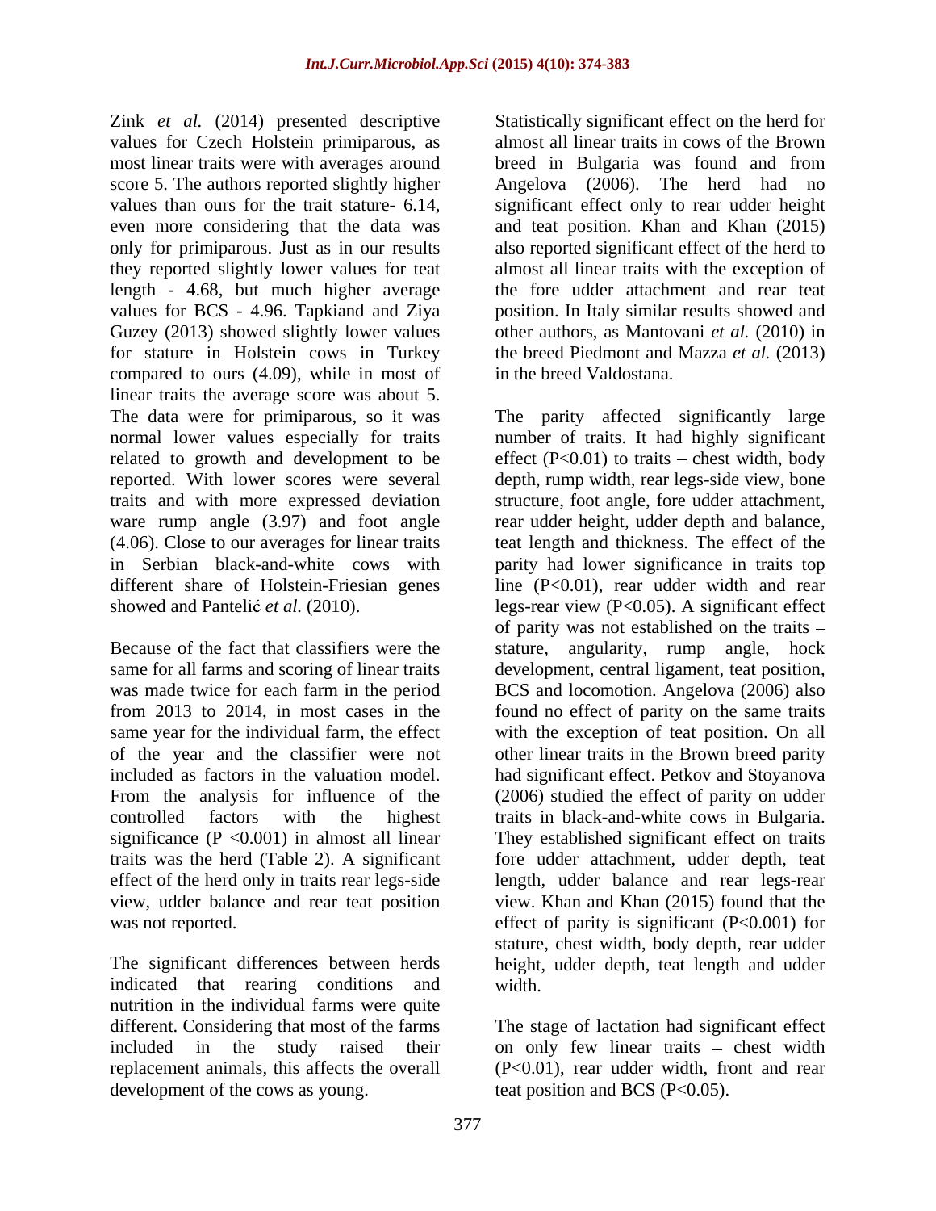Zink *et al.* (2014) presented descriptive values for Czech Holstein primiparous, as most linear traits were with averages around score 5. The authors reported slightly higher values than ours for the trait stature- 6.14, even more considering that the data was only for primiparous. Just as in our results they reported slightly lower values for teat length - 4.68, but much higher average values for BCS - 4.96. Tapkiand and Ziya Guzey (2013) showed slightly lower values for stature in Holstein cows in Turkey compared to ours (4.09), while in most of linear traits the average score was about 5. The data were for primiparous, so it was normal lower values especially for traits related to growth and development to be reported. With lower scores were several traits and with more expressed deviation ware rump angle (3.97) and foot angle (4.06). Close to our averages for linear traits in Serbian black-and-white cows with different share of Holstein-Friesian genes showed and Pantelić *et al.* (2010).

Because of the fact that classifiers were the same for all farms and scoring of linear traits was made twice for each farm in the period from 2013 to 2014, in most cases in the same year for the individual farm, the effect of the year and the classifier were not included as factors in the valuation model. From the analysis for influence of the controlled factors with the highest significance ($P < 0.001$) in almost all linear traits was the herd (Table 2). A significant effect of the herd only in traits rear legs-side view, udder balance and rear teat position was not reported.

The significant differences between herds indicated that rearing conditions and nutrition in the individual farms were quite different. Considering that most of the farms included in the study raised their replacement animals, this affects the overall development of the cows as young.

Statistically significant effect on the herd for almost all linear traits in cows of the Brown breed in Bulgaria was found and from Angelova (2006). The herd had no significant effect only to rear udder height and teat position. Khan and Khan (2015) also reported significant effect of the herd to almost all linear traits with the exception of the fore udder attachment and rear teat position. In Italy similar results showed and other authors, as Mantovani *et al.* (2010) in the breed Piedmont and Mazza *et al.* (2013) in the breed Valdostana.

The parity affected significantly large number of traits. It had highly significant effect ($P<0.01$) to traits – chest width, body depth, rump width, rear legs-side view, bone structure, foot angle, fore udder attachment, rear udder height, udder depth and balance, teat length and thickness. The effect of the parity had lower significance in traits top line ($P<0.01$), rear udder width and rear legs-rear view ($P<0.05$). A significant effect of parity was not established on the traits – stature, angularity, rump angle, hock development, central ligament, teat position, BCS and locomotion. Angelova (2006) also found no effect of parity on the same traits with the exception of teat position. On all other linear traits in the Brown breed parity had significant effect. Petkov and Stoyanova (2006) studied the effect of parity on udder traits in black-and-white cows in Bulgaria. They established significant effect on traits fore udder attachment, udder depth, teat length, udder balance and rear legs-rear view. Khan and Khan (2015) found that the effect of parity is significant ($P<0.001$) for stature, chest width, body depth, rear udder height, udder depth, teat length and udder width.

The stage of lactation had significant effect on only few linear traits – chest width ($P<0.01$), rear udder width, front and rear teat position and BCS ($P<0.05$).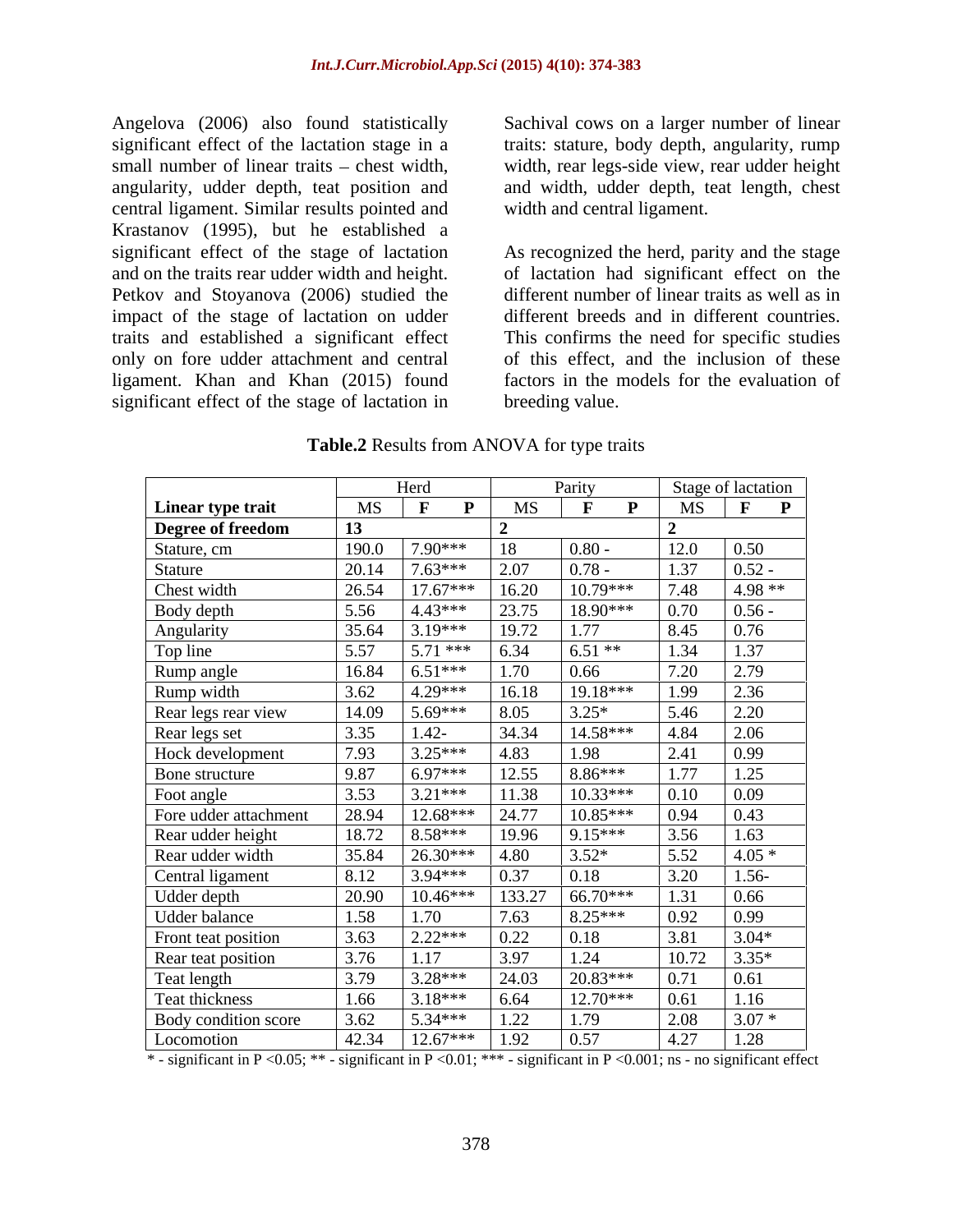Angelova (2006) also found statistically significant effect of the lactation stage in a small number of linear traits – chest width, angularity, udder depth, teat position and central ligament. Similar results pointed and Krastanov (1995), but he established a significant effect of the stage of lactation and on the traits rear udder width and height. Petkov and Stoyanova (2006) studied the impact of the stage of lactation on udder traits and established a significant effect only on fore udder attachment and central ligament. Khan and Khan (2015) found significant effect of the stage of lactation in Sachival cows on a larger number of linear traits: stature, body depth, angularity, rump width, rear legs-side view, rear udder height and width, udder depth, teat length, chest width and central ligament.

As recognized the herd, parity and the stage of lactation had significant effect on the different number of linear traits as well as in different breeds and in different countries. This confirms the need for specific studies of this effect, and the inclusion of these factors in the models for the evaluation of breeding value.

**Table.2** Results from ANOVA for type traits

| | Herd | | Parity | | Stage of lactation | |
|---|---|---|---|---|---|---|
| **Linear type trait** | MS | **F P** | MS | **F P** | MS | **F P** |
| **Degree of freedom** | **13** | | **2** | | **2** | |
| Stature, cm | 190.0 | 7.90*** | 18 | 0.80 - | 12.0 | 0.50 |
| Stature | 20.14 | 7.63*** | 2.07 | 0.78 - | 1.37 | 0.52 - |
| Chest width | 26.54 | 17.67*** | 16.20 | 10.79*** | 7.48 | 4.98 ** |
| Body depth | 5.56 | 4.43*** | 23.75 | 18.90*** | 0.70 | 0.56 - |
| Angularity | 35.64 | 3.19*** | 19.72 | 1.77 | 8.45 | 0.76 |
| Top line | 5.57 | 5.71 *** | 6.34 | 6.51 ** | 1.34 | 1.37 |
| Rump angle | 16.84 | 6.51*** | 1.70 | 0.66 | 7.20 | 2.79 |
| Rump width | 3.62 | 4.29*** | 16.18 | 19.18*** | 1.99 | 2.36 |
| Rear legs rear view | 14.09 | 5.69*** | 8.05 | 3.25* | 5.46 | 2.20 |
| Rear legs set | 3.35 | 1.42- | 34.34 | 14.58*** | 4.84 | 2.06 |
| Hock development | 7.93 | 3.25*** | 4.83 | 1.98 | 2.41 | 0.99 |
| Bone structure | 9.87 | 6.97*** | 12.55 | 8.86*** | 1.77 | 1.25 |
| Foot angle | 3.53 | 3.21*** | 11.38 | 10.33*** | 0.10 | 0.09 |
| Fore udder attachment | 28.94 | 12.68*** | 24.77 | 10.85*** | 0.94 | 0.43 |
| Rear udder height | 18.72 | 8.58*** | 19.96 | 9.15*** | 3.56 | 1.63 |
| Rear udder width | 35.84 | 26.30*** | 4.80 | 3.52* | 5.52 | 4.05 * |
| Central ligament | 8.12 | 3.94*** | 0.37 | 0.18 | 3.20 | 1.56- |
| Udder depth | 20.90 | 10.46*** | 133.27 | 66.70*** | 1.31 | 0.66 |
| Udder balance | 1.58 | 1.70 | 7.63 | 8.25*** | 0.92 | 0.99 |
| Front teat position | 3.63 | 2.22*** | 0.22 | 0.18 | 3.81 | 3.04* |
| Rear teat position | 3.76 | 1.17 | 3.97 | 1.24 | 10.72 | 3.35* |
| Teat length | 3.79 | 3.28*** | 24.03 | 20.83*** | 0.71 | 0.61 |
| Teat thickness | 1.66 | 3.18*** | 6.64 | 12.70*** | 0.61 | 1.16 |
| Body condition score | 3.62 | 5.34*** | 1.22 | 1.79 | 2.08 | 3.07 * |
| Locomotion | 42.34 | 12.67*** | 1.92 | 0.57 | 4.27 | 1.28 |

\* - significant in P <0.05; ** - significant in P <0.01; *** - significant in P <0.001; ns - no significant effect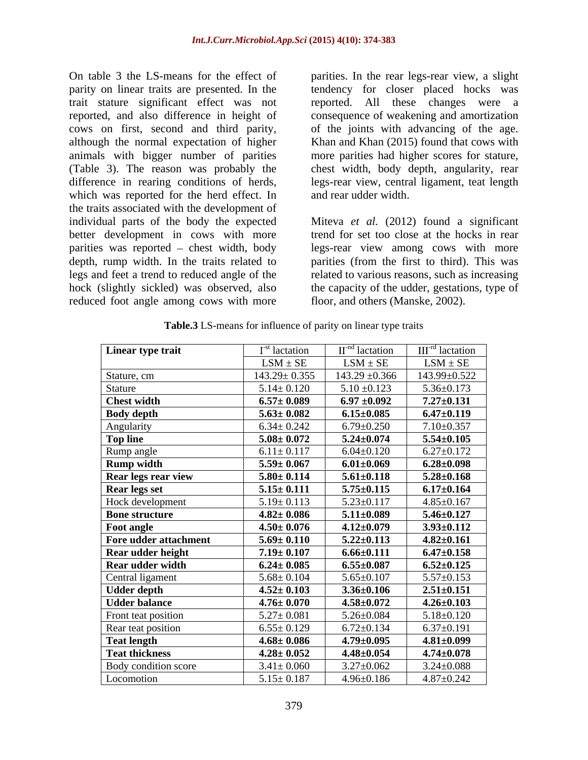On table 3 the LS-means for the effect of parity on linear traits are presented. In the trait stature significant effect was not reported, and also difference in height of cows on first, second and third parity, although the normal expectation of higher animals with bigger number of parities (Table 3). The reason was probably the difference in rearing conditions of herds, which was reported for the herd effect. In the traits associated with the development of individual parts of the body the expected better development in cows with more parities was reported – chest width, body depth, rump width. In the traits related to legs and feet a trend to reduced angle of the hock (slightly sickled) was observed, also reduced foot angle among cows with more parities. In the rear legs-rear view, a slight tendency for closer placed hocks was reported. All these changes were a consequence of weakening and amortization of the joints with advancing of the age. Khan and Khan (2015) found that cows with more parities had higher scores for stature, chest width, body depth, angularity, rear legs-rear view, central ligament, teat length and rear udder width.

Miteva *et al.* (2012) found a significant trend for set too close at the hocks in rear legs-rear view among cows with more parities (from the first to third). This was related to various reasons, such as increasing the capacity of the udder, gestations, type of floor, and others (Manske, 2002).

**Table.3** LS-means for influence of parity on linear type traits

| Linear type trait | I-st lactation | II-nd lactation | III-rd lactation |
|---|---|---|---|
| | LSM ± SE | LSM ± SE | LSM ± SE |
| Stature, cm | 143.29± 0.355 | 143.29 ±0.366 | 143.99±0.522 |
| Stature | 5.14± 0.120 | 5.10 ±0.123 | 5.36±0.173 |
| **Chest width** | **6.57± 0.089** | **6.97 ±0.092** | **7.27±0.131** |
| **Body depth** | **5.63± 0.082** | **6.15±0.085** | **6.47±0.119** |
| Angularity | 6.34± 0.242 | 6.79±0.250 | 7.10±0.357 |
| **Top line** | **5.08± 0.072** | **5.24±0.074** | **5.54±0.105** |
| Rump angle | 6.11± 0.117 | 6.04±0.120 | 6.27±0.172 |
| **Rump width** | **5.59± 0.067** | **6.01±0.069** | **6.28±0.098** |
| **Rear legs rear view** | **5.80± 0.114** | **5.61±0.118** | **5.28±0.168** |
| **Rear legs set** | **5.15± 0.111** | **5.75±0.115** | **6.17±0.164** |
| Hock development | 5.19± 0.113 | 5.23±0.117 | 4.85±0.167 |
| **Bone structure** | **4.82± 0.086** | **5.11±0.089** | **5.46±0.127** |
| **Foot angle** | **4.50± 0.076** | **4.12±0.079** | **3.93±0.112** |
| **Fore udder attachment** | **5.69± 0.110** | **5.22±0.113** | **4.82±0.161** |
| **Rear udder height** | **7.19± 0.107** | **6.66±0.111** | **6.47±0.158** |
| **Rear udder width** | **6.24± 0.085** | **6.55±0.087** | **6.52±0.125** |
| Central ligament | 5.68± 0.104 | 5.65±0.107 | 5.57±0.153 |
| **Udder depth** | **4.52± 0.103** | **3.36±0.106** | **2.51±0.151** |
| **Udder balance** | **4.76± 0.070** | **4.58±0.072** | **4.26±0.103** |
| Front teat position | 5.27± 0.081 | 5.26±0.084 | 5.18±0.120 |
| Rear teat position | 6.55± 0.129 | 6.72±0.134 | 6.37±0.191 |
| **Teat length** | **4.68± 0.086** | **4.79±0.095** | **4.81±0.099** |
| **Teat thickness** | **4.28± 0.052** | **4.48±0.054** | **4.74±0.078** |
| Body condition score | 3.41± 0.060 | 3.27±0.062 | 3.24±0.088 |
| Locomotion | 5.15± 0.187 | 4.96±0.186 | 4.87±0.242 |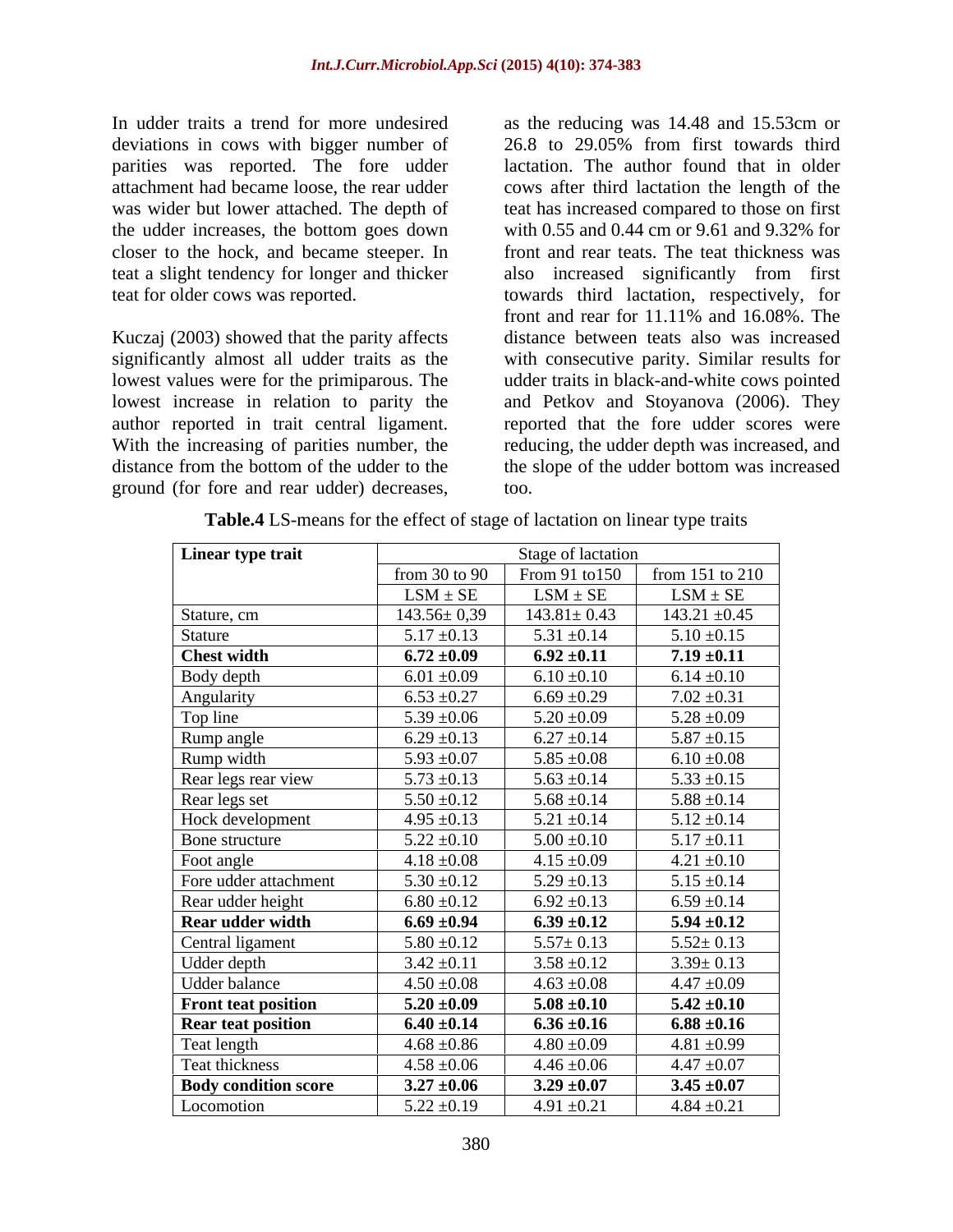In udder traits a trend for more undesired deviations in cows with bigger number of parities was reported. The fore udder attachment had became loose, the rear udder was wider but lower attached. The depth of the udder increases, the bottom goes down closer to the hock, and became steeper. In teat a slight tendency for longer and thicker teat for older cows was reported.

Kuczaj (2003) showed that the parity affects significantly almost all udder traits as the lowest values were for the primiparous. The lowest increase in relation to parity the author reported in trait central ligament. With the increasing of parities number, the distance from the bottom of the udder to the ground (for fore and rear udder) decreases, as the reducing was 14.48 and 15.53cm or 26.8 to 29.05% from first towards third lactation. The author found that in older cows after third lactation the length of the teat has increased compared to those on first with 0.55 and 0.44 cm or 9.61 and 9.32% for front and rear teats. The teat thickness was also increased significantly from first towards third lactation, respectively, for front and rear for 11.11% and 16.08%. The distance between teats also was increased with consecutive parity. Similar results for udder traits in black-and-white cows pointed and Petkov and Stoyanova (2006). They reported that the fore udder scores were reducing, the udder depth was increased, and the slope of the udder bottom was increased too.

**Table.4** LS-means for the effect of stage of lactation on linear type traits

| Linear type trait | Stage of lactation | | |
|---|---|---|---|
| | from 30 to 90 | From 91 to150 | from 151 to 210 |
| | LSM ± SE | LSM ± SE | LSM ± SE |
| Stature, cm | 143.56± 0,39 | 143.81± 0.43 | 143.21 ±0.45 |
| Stature | 5.17 ±0.13 | 5.31 ±0.14 | 5.10 ±0.15 |
| **Chest width** | **6.72 ±0.09** | **6.92 ±0.11** | **7.19 ±0.11** |
| Body depth | 6.01 ±0.09 | 6.10 ±0.10 | 6.14 ±0.10 |
| Angularity | 6.53 ±0.27 | 6.69 ±0.29 | 7.02 ±0.31 |
| Top line | 5.39 ±0.06 | 5.20 ±0.09 | 5.28 ±0.09 |
| Rump angle | 6.29 ±0.13 | 6.27 ±0.14 | 5.87 ±0.15 |
| Rump width | 5.93 ±0.07 | 5.85 ±0.08 | 6.10 ±0.08 |
| Rear legs rear view | 5.73 ±0.13 | 5.63 ±0.14 | 5.33 ±0.15 |
| Rear legs set | 5.50 ±0.12 | 5.68 ±0.14 | 5.88 ±0.14 |
| Hock development | 4.95 ±0.13 | 5.21 ±0.14 | 5.12 ±0.14 |
| Bone structure | 5.22 ±0.10 | 5.00 ±0.10 | 5.17 ±0.11 |
| Foot angle | 4.18 ±0.08 | 4.15 ±0.09 | 4.21 ±0.10 |
| Fore udder attachment | 5.30 ±0.12 | 5.29 ±0.13 | 5.15 ±0.14 |
| Rear udder height | 6.80 ±0.12 | 6.92 ±0.13 | 6.59 ±0.14 |
| **Rear udder width** | **6.69 ±0.94** | **6.39 ±0.12** | **5.94 ±0.12** |
| Central ligament | 5.80 ±0.12 | 5.57± 0.13 | 5.52± 0.13 |
| Udder depth | 3.42 ±0.11 | 3.58 ±0.12 | 3.39± 0.13 |
| Udder balance | 4.50 ±0.08 | 4.63 ±0.08 | 4.47 ±0.09 |
| **Front teat position** | **5.20 ±0.09** | **5.08 ±0.10** | **5.42 ±0.10** |
| **Rear teat position** | **6.40 ±0.14** | **6.36 ±0.16** | **6.88 ±0.16** |
| Teat length | 4.68 ±0.86 | 4.80 ±0.09 | 4.81 ±0.99 |
| Teat thickness | 4.58 ±0.06 | 4.46 ±0.06 | 4.47 ±0.07 |
| **Body condition score** | **3.27 ±0.06** | **3.29 ±0.07** | **3.45 ±0.07** |
| Locomotion | 5.22 ±0.19 | 4.91 ±0.21 | 4.84 ±0.21 |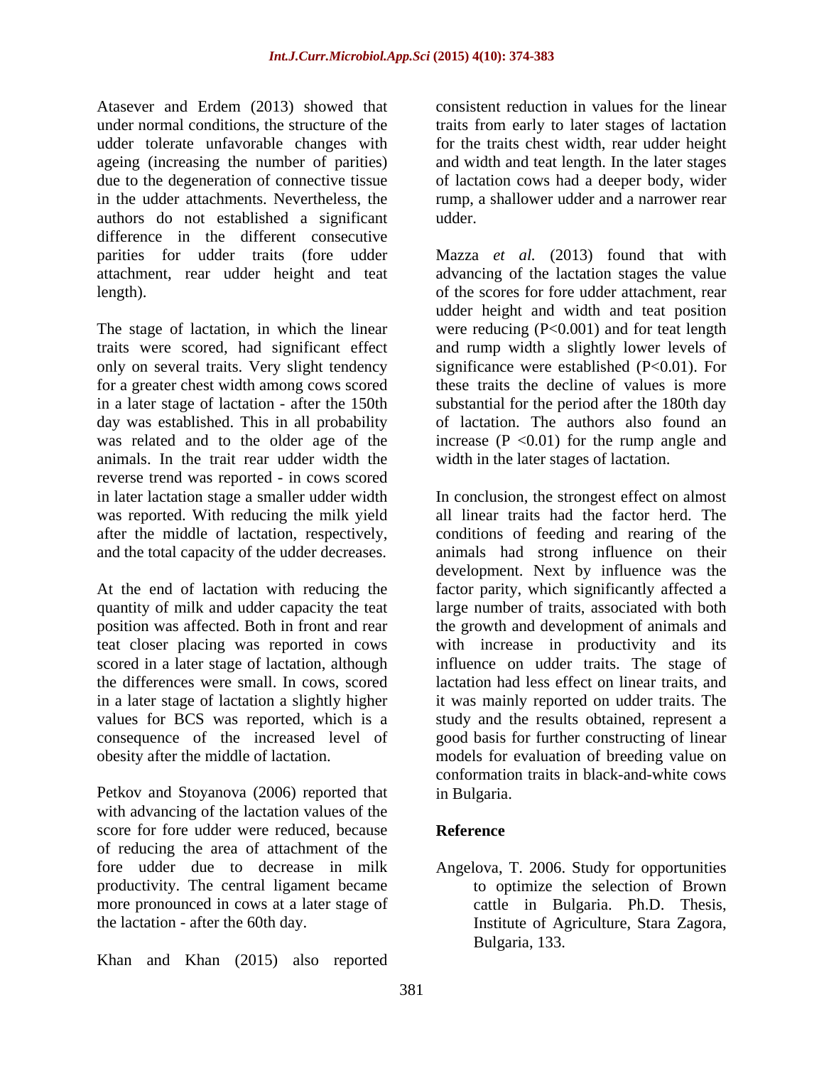Atasever and Erdem (2013) showed that under normal conditions, the structure of the udder tolerate unfavorable changes with ageing (increasing the number of parities) due to the degeneration of connective tissue in the udder attachments. Nevertheless, the authors do not established a significant difference in the different consecutive parities for udder traits (fore udder attachment, rear udder height and teat length).

The stage of lactation, in which the linear traits were scored, had significant effect only on several traits. Very slight tendency for a greater chest width among cows scored in a later stage of lactation - after the 150th day was established. This in all probability was related and to the older age of the animals. In the trait rear udder width the reverse trend was reported - in cows scored in later lactation stage a smaller udder width was reported. With reducing the milk yield after the middle of lactation, respectively, and the total capacity of the udder decreases.

At the end of lactation with reducing the quantity of milk and udder capacity the teat position was affected. Both in front and rear teat closer placing was reported in cows scored in a later stage of lactation, although the differences were small. In cows, scored in a later stage of lactation a slightly higher values for BCS was reported, which is a consequence of the increased level of obesity after the middle of lactation.

Petkov and Stoyanova (2006) reported that with advancing of the lactation values of the score for fore udder were reduced, because of reducing the area of attachment of the fore udder due to decrease in milk productivity. The central ligament became more pronounced in cows at a later stage of the lactation - after the 60th day.

Khan and Khan (2015) also reported consistent reduction in values for the linear traits from early to later stages of lactation for the traits chest width, rear udder height and width and teat length. In the later stages of lactation cows had a deeper body, wider rump, a shallower udder and a narrower rear udder.

Mazza *et al.* (2013) found that with advancing of the lactation stages the value of the scores for fore udder attachment, rear udder height and width and teat position were reducing ($P<0.001$) and for teat length and rump width a slightly lower levels of significance were established ($P<0.01$). For these traits the decline of values is more substantial for the period after the 180th day of lactation. The authors also found an increase ($P <0.01$) for the rump angle and width in the later stages of lactation.

In conclusion, the strongest effect on almost all linear traits had the factor herd. The conditions of feeding and rearing of the animals had strong influence on their development. Next by influence was the factor parity, which significantly affected a large number of traits, associated with both the growth and development of animals and with increase in productivity and its influence on udder traits. The stage of lactation had less effect on linear traits, and it was mainly reported on udder traits. The study and the results obtained, represent a good basis for further constructing of linear models for evaluation of breeding value on conformation traits in black-and-white cows in Bulgaria.

## Reference

Angelova, T. 2006. Study for opportunities to optimize the selection of Brown cattle in Bulgaria. Ph.D. Thesis, Institute of Agriculture, Stara Zagora, Bulgaria, 133.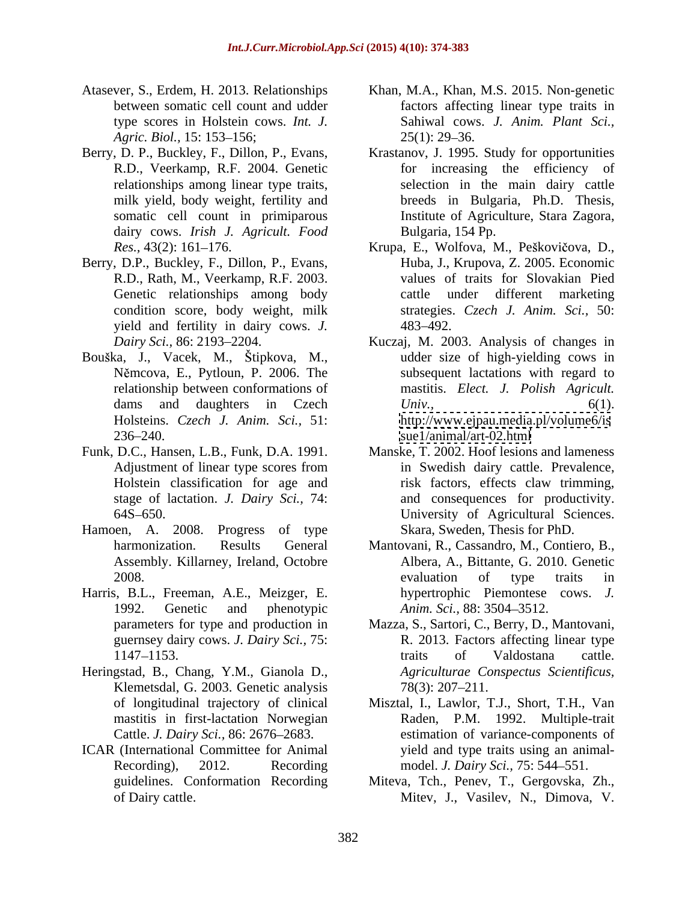Atasever, S., Erdem, H. 2013. Relationships between somatic cell count and udder type scores in Holstein cows. *Int. J. Agric. Biol.,* 15: 153–156;

Berry, D. P., Buckley, F., Dillon, P., Evans, R.D., Veerkamp, R.F. 2004. Genetic relationships among linear type traits, milk yield, body weight, fertility and somatic cell count in primiparous dairy cows. *Irish J. Agricult. Food Res.,* 43(2): 161–176.

Berry, D.P., Buckley, F., Dillon, P., Evans, R.D., Rath, M., Veerkamp, R.F. 2003. Genetic relationships among body condition score, body weight, milk yield and fertility in dairy cows. *J. Dairy Sci.,* 86: 2193–2204.

Bouška, J., Vacek, M., Štipkova, M., Němcova, E., Pytloun, P. 2006. The relationship between conformations of dams and daughters in Czech Holsteins. *Czech J. Anim. Sci.,* 51: 236–240.

Funk, D.C., Hansen, L.B., Funk, D.A. 1991. Adjustment of linear type scores from Holstein classification for age and stage of lactation. *J. Dairy Sci.,* 74: 64S–650.

Hamoen, A. 2008. Progress of type harmonization. Results General Assembly. Killarney, Ireland, Octobre 2008.

Harris, B.L., Freeman, A.E., Meizger, E. 1992. Genetic and phenotypic parameters for type and production in guernsey dairy cows. *J. Dairy Sci.,* 75: 1147–1153.

Heringstad, B., Chang, Y.M., Gianola D., Klemetsdal, G. 2003. Genetic analysis of longitudinal trajectory of clinical mastitis in first-lactation Norwegian Cattle. *J. Dairy Sci.,* 86: 2676–2683.

ICAR (International Committee for Animal Recording), 2012. Recording guidelines. Conformation Recording of Dairy cattle.

Khan, M.A., Khan, M.S. 2015. Non-genetic factors affecting linear type traits in Sahiwal cows. *J. Anim. Plant Sci.,* 25(1): 29–36.

Krastanov, J. 1995. Study for opportunities for increasing the efficiency of selection in the main dairy cattle breeds in Bulgaria, Ph.D. Thesis, Institute of Agriculture, Stara Zagora, Bulgaria, 154 Pp.

Krupa, E., Wolfova, M., Peškovičova, D., Huba, J., Krupova, Z. 2005. Economic values of traits for Slovakian Pied cattle under different marketing strategies. *Czech J. Anim. Sci.,* 50: 483–492.

Kuczaj, M. 2003. Analysis of changes in udder size of high-yielding cows in subsequent lactations with regard to mastitis. *Elect. J. Polish Agricult. Univ.,* 6(1). http://www.ejpau.media.pl/volume6/issue1/animal/art-02.html

Manske, T. 2002. Hoof lesions and lameness in Swedish dairy cattle. Prevalence, risk factors, effects claw trimming, and consequences for productivity. University of Agricultural Sciences. Skara, Sweden, Thesis for PhD.

Mantovani, R., Cassandro, M., Contiero, B., Albera, A., Bittante, G. 2010. Genetic evaluation of type traits in hypertrophic Piemontese cows. *J. Anim. Sci.,* 88: 3504–3512.

Mazza, S., Sartori, C., Berry, D., Mantovani, R. 2013. Factors affecting linear type traits of Valdostana cattle. *Agriculturae Conspectus Scientificus,* 78(3): 207–211.

Misztal, I., Lawlor, T.J., Short, T.H., Van Raden, P.M. 1992. Multiple-trait estimation of variance-components of yield and type traits using an animal-model. *J. Dairy Sci.,* 75: 544–551.

Miteva, Tch., Penev, T., Gergovska, Zh., Mitev, J., Vasilev, N., Dimova, V.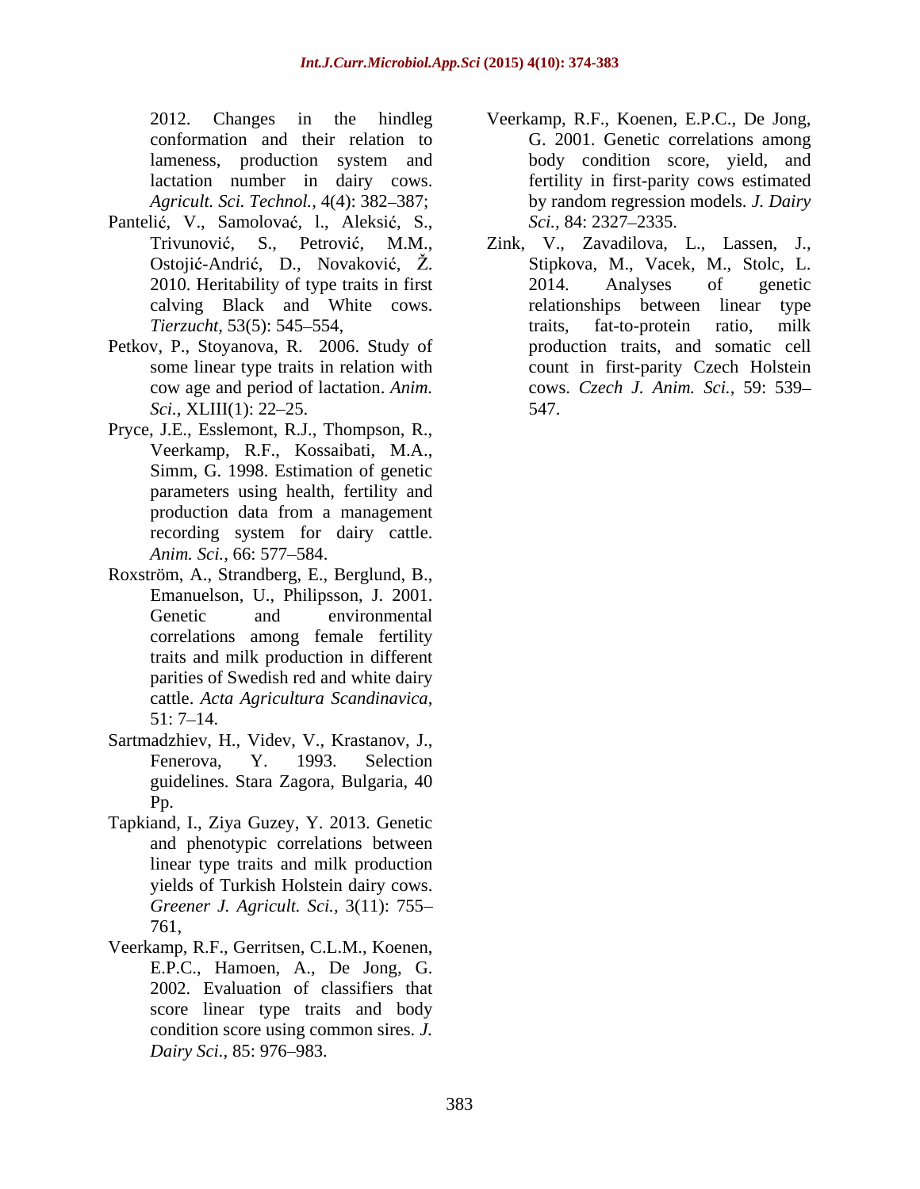2012. Changes in the hindleg conformation and their relation to lameness, production system and lactation number in dairy cows. *Agricult. Sci. Technol.,* 4(4): 382–387;

Pantelić, V., Samolovać, l., Aleksić, S., Trivunović, S., Petrović, M.M., Ostojić-Andrić, D., Novaković, Ž. 2010. Heritability of type traits in first calving Black and White cows. *Tierzucht*, 53(5): 545–554,

Petkov, P., Stoyanova, R. 2006. Study of some linear type traits in relation with cow age and period of lactation. *Anim. Sci.,* XLIII(1): 22–25.

Pryce, J.E., Esslemont, R.J., Thompson, R., Veerkamp, R.F., Kossaibati, M.A., Simm, G. 1998. Estimation of genetic parameters using health, fertility and production data from a management recording system for dairy cattle. *Anim. Sci.,* 66: 577–584.

Roxström, A., Strandberg, E., Berglund, B., Emanuelson, U., Philipsson, J. 2001. Genetic and environmental correlations among female fertility traits and milk production in different parities of Swedish red and white dairy cattle. *Acta Agricultura Scandinavica,* 51: 7–14.

Sartmadzhiev, H., Videv, V., Krastanov, J., Fenerova, Y. 1993. Selection guidelines. Stara Zagora, Bulgaria, 40 Pp.

Tapkiand, I., Ziya Guzey, Y. 2013. Genetic and phenotypic correlations between linear type traits and milk production yields of Turkish Holstein dairy cows. *Greener J. Agricult. Sci.,* 3(11): 755–761,

Veerkamp, R.F., Gerritsen, C.L.M., Koenen, E.P.C., Hamoen, A., De Jong, G. 2002. Evaluation of classifiers that score linear type traits and body condition score using common sires. *J. Dairy Sci.,* 85: 976–983.

Veerkamp, R.F., Koenen, E.P.C., De Jong, G. 2001. Genetic correlations among body condition score, yield, and fertility in first-parity cows estimated by random regression models. *J. Dairy Sci.,* 84: 2327–2335.

Zink, V., Zavadilova, L., Lassen, J., Stipkova, M., Vacek, M., Stolc, L. 2014. Analyses of genetic relationships between linear type traits, fat-to-protein ratio, milk production traits, and somatic cell count in first-parity Czech Holstein cows. *Czech J. Anim. Sci.,* 59: 539–547.